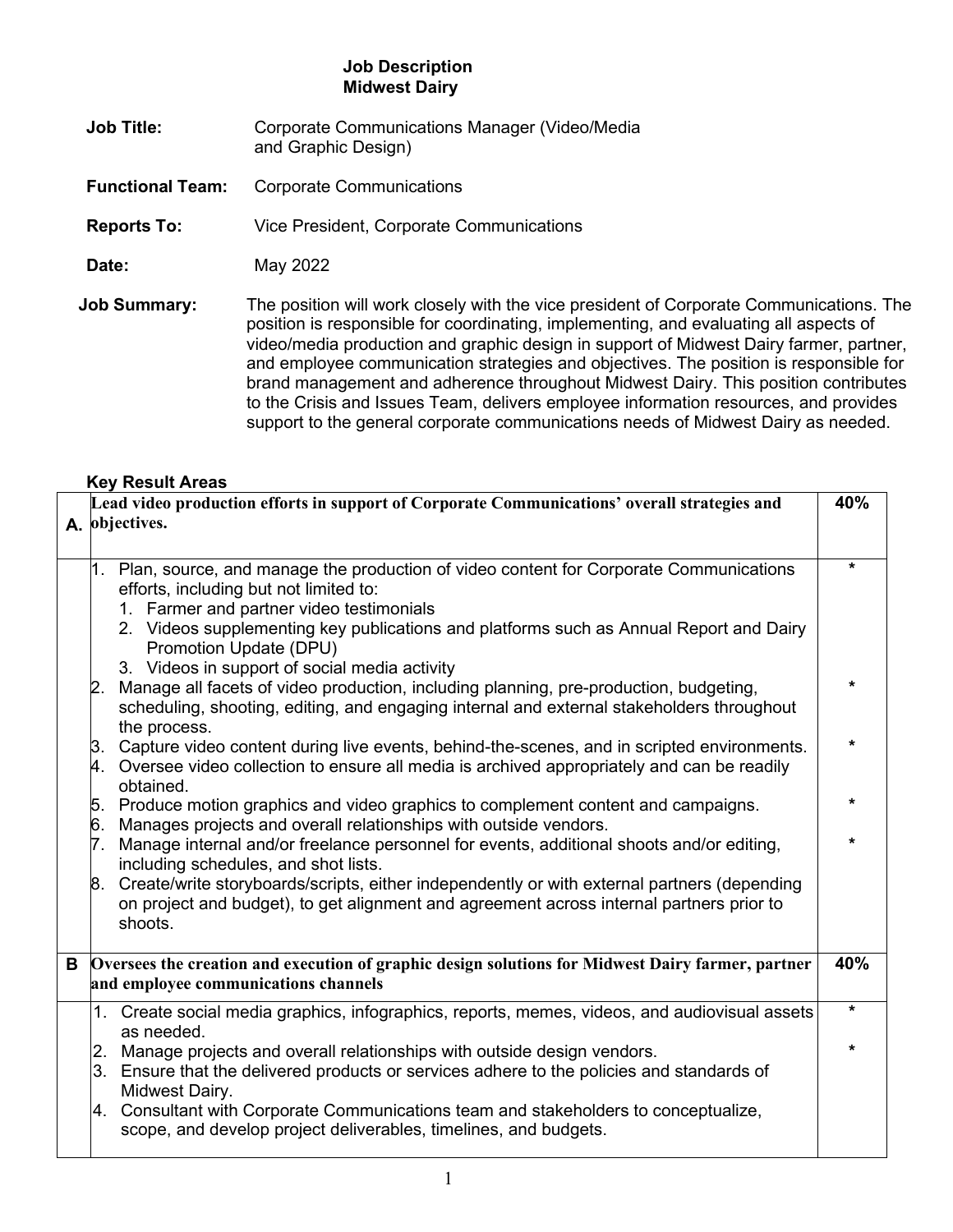# Job Description
# Midwest Dairy

**Job Title:** Corporate Communications Manager (Video/Media and Graphic Design)

**Functional Team:** Corporate Communications

**Reports To:** Vice President, Corporate Communications

**Date:** May 2022

**Job Summary:** The position will work closely with the vice president of Corporate Communications. The position is responsible for coordinating, implementing, and evaluating all aspects of video/media production and graphic design in support of Midwest Dairy farmer, partner, and employee communication strategies and objectives. The position is responsible for brand management and adherence throughout Midwest Dairy. This position contributes to the Crisis and Issues Team, delivers employee information resources, and provides support to the general corporate communications needs of Midwest Dairy as needed.

## Key Result Areas

| | | |
|---|---|---|
| **A.** | **Lead video production efforts in support of Corporate Communications' overall strategies and objectives.** | **40%** |
| | 1. Plan, source, and manage the production of video content for Corporate Communications efforts, including but not limited to:<br>1. Farmer and partner video testimonials<br>2. Videos supplementing key publications and platforms such as Annual Report and Dairy Promotion Update (DPU)<br>3. Videos in support of social media activity | * |
| | 2. Manage all facets of video production, including planning, pre-production, budgeting, scheduling, shooting, editing, and engaging internal and external stakeholders throughout the process. | * |
| | 3. Capture video content during live events, behind-the-scenes, and in scripted environments. | * |
| | 4. Oversee video collection to ensure all media is archived appropriately and can be readily obtained. | |
| | 5. Produce motion graphics and video graphics to complement content and campaigns. | * |
| | 6. Manages projects and overall relationships with outside vendors. | |
| | 7. Manage internal and/or freelance personnel for events, additional shoots and/or editing, including schedules, and shot lists. | * |
| | 8. Create/write storyboards/scripts, either independently or with external partners (depending on project and budget), to get alignment and agreement across internal partners prior to shoots. | |
| **B** | **Oversees the creation and execution of graphic design solutions for Midwest Dairy farmer, partner and employee communications channels** | **40%** |
| | 1. Create social media graphics, infographics, reports, memes, videos, and audiovisual assets as needed. | * |
| | 2. Manage projects and overall relationships with outside design vendors. | * |
| | 3. Ensure that the delivered products or services adhere to the policies and standards of Midwest Dairy. | |
| | 4. Consultant with Corporate Communications team and stakeholders to conceptualize, scope, and develop project deliverables, timelines, and budgets. | |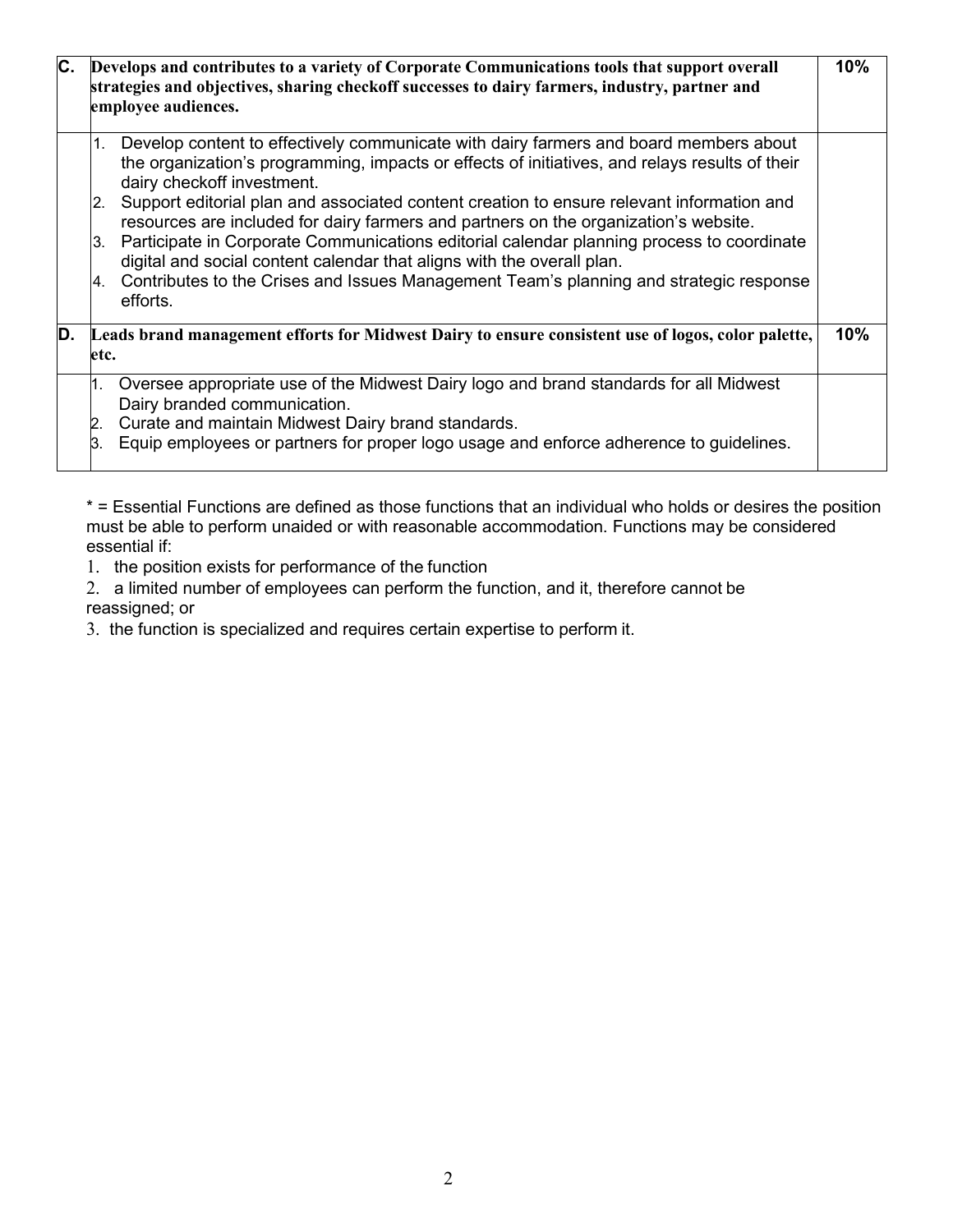| | | |
|---|---|---|
| **C.** | **Develops and contributes to a variety of Corporate Communications tools that support overall strategies and objectives, sharing checkoff successes to dairy farmers, industry, partner and employee audiences.** | **10%** |
| | 1. Develop content to effectively communicate with dairy farmers and board members about the organization's programming, impacts or effects of initiatives, and relays results of their dairy checkoff investment.<br>2. Support editorial plan and associated content creation to ensure relevant information and resources are included for dairy farmers and partners on the organization's website.<br>3. Participate in Corporate Communications editorial calendar planning process to coordinate digital and social content calendar that aligns with the overall plan.<br>4. Contributes to the Crises and Issues Management Team's planning and strategic response efforts. | |
| **D.** | **Leads brand management efforts for Midwest Dairy to ensure consistent use of logos, color palette, etc.** | **10%** |
| | 1. Oversee appropriate use of the Midwest Dairy logo and brand standards for all Midwest Dairy branded communication.<br>2. Curate and maintain Midwest Dairy brand standards.<br>3. Equip employees or partners for proper logo usage and enforce adherence to guidelines. | |

* = Essential Functions are defined as those functions that an individual who holds or desires the position must be able to perform unaided or with reasonable accommodation. Functions may be considered essential if:

1. the position exists for performance of the function
2. a limited number of employees can perform the function, and it, therefore cannot be reassigned; or
3. the function is specialized and requires certain expertise to perform it.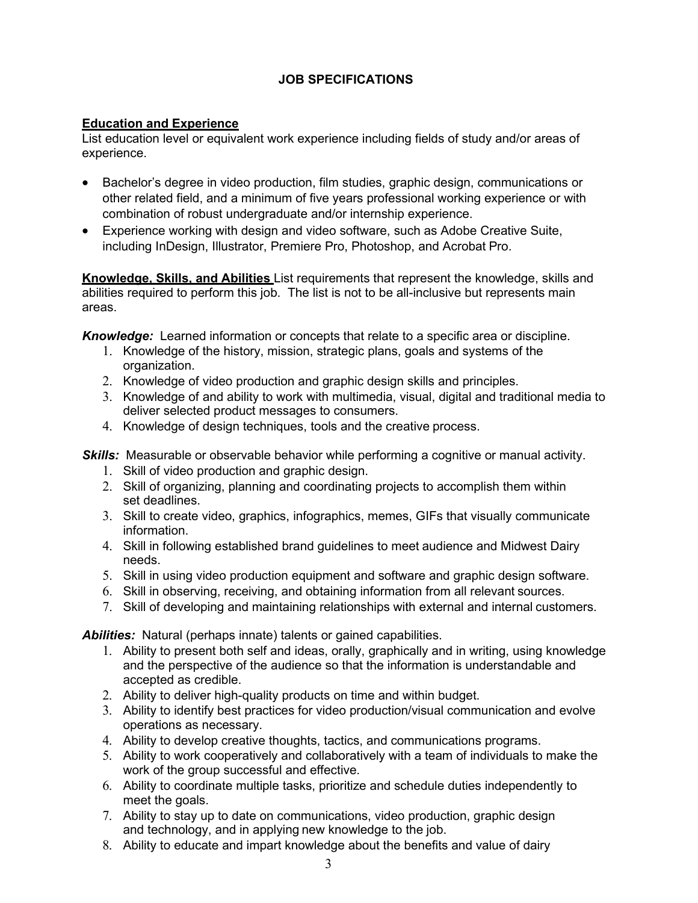## JOB SPECIFICATIONS

**Education and Experience**

List education level or equivalent work experience including fields of study and/or areas of experience.

- Bachelor's degree in video production, film studies, graphic design, communications or other related field, and a minimum of five years professional working experience or with combination of robust undergraduate and/or internship experience.
- Experience working with design and video software, such as Adobe Creative Suite, including InDesign, Illustrator, Premiere Pro, Photoshop, and Acrobat Pro.

**Knowledge, Skills, and Abilities** List requirements that represent the knowledge, skills and abilities required to perform this job. The list is not to be all-inclusive but represents main areas.

***Knowledge:*** Learned information or concepts that relate to a specific area or discipline.

1. Knowledge of the history, mission, strategic plans, goals and systems of the organization.
2. Knowledge of video production and graphic design skills and principles.
3. Knowledge of and ability to work with multimedia, visual, digital and traditional media to deliver selected product messages to consumers.
4. Knowledge of design techniques, tools and the creative process.

***Skills:*** Measurable or observable behavior while performing a cognitive or manual activity.

1. Skill of video production and graphic design.
2. Skill of organizing, planning and coordinating projects to accomplish them within set deadlines.
3. Skill to create video, graphics, infographics, memes, GIFs that visually communicate information.
4. Skill in following established brand guidelines to meet audience and Midwest Dairy needs.
5. Skill in using video production equipment and software and graphic design software.
6. Skill in observing, receiving, and obtaining information from all relevant sources.
7. Skill of developing and maintaining relationships with external and internal customers.

***Abilities:*** Natural (perhaps innate) talents or gained capabilities.

1. Ability to present both self and ideas, orally, graphically and in writing, using knowledge and the perspective of the audience so that the information is understandable and accepted as credible.
2. Ability to deliver high-quality products on time and within budget.
3. Ability to identify best practices for video production/visual communication and evolve operations as necessary.
4. Ability to develop creative thoughts, tactics, and communications programs.
5. Ability to work cooperatively and collaboratively with a team of individuals to make the work of the group successful and effective.
6. Ability to coordinate multiple tasks, prioritize and schedule duties independently to meet the goals.
7. Ability to stay up to date on communications, video production, graphic design and technology, and in applying new knowledge to the job.
8. Ability to educate and impart knowledge about the benefits and value of dairy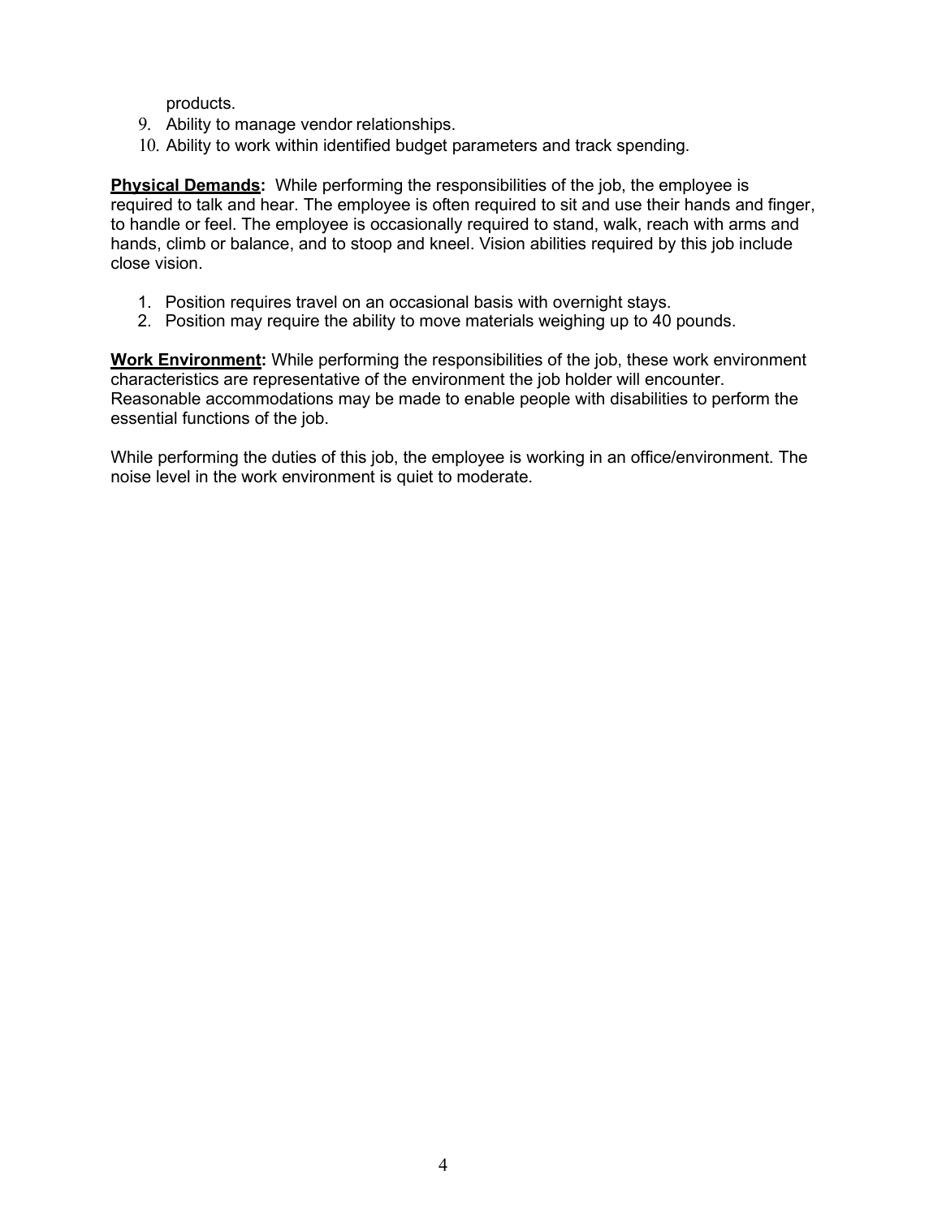products.

9. Ability to manage vendor relationships.
10. Ability to work within identified budget parameters and track spending.

**Physical Demands:** While performing the responsibilities of the job, the employee is required to talk and hear. The employee is often required to sit and use their hands and finger, to handle or feel. The employee is occasionally required to stand, walk, reach with arms and hands, climb or balance, and to stoop and kneel. Vision abilities required by this job include close vision.

1. Position requires travel on an occasional basis with overnight stays.
2. Position may require the ability to move materials weighing up to 40 pounds.

**Work Environment:** While performing the responsibilities of the job, these work environment characteristics are representative of the environment the job holder will encounter. Reasonable accommodations may be made to enable people with disabilities to perform the essential functions of the job.

While performing the duties of this job, the employee is working in an office/environment. The noise level in the work environment is quiet to moderate.